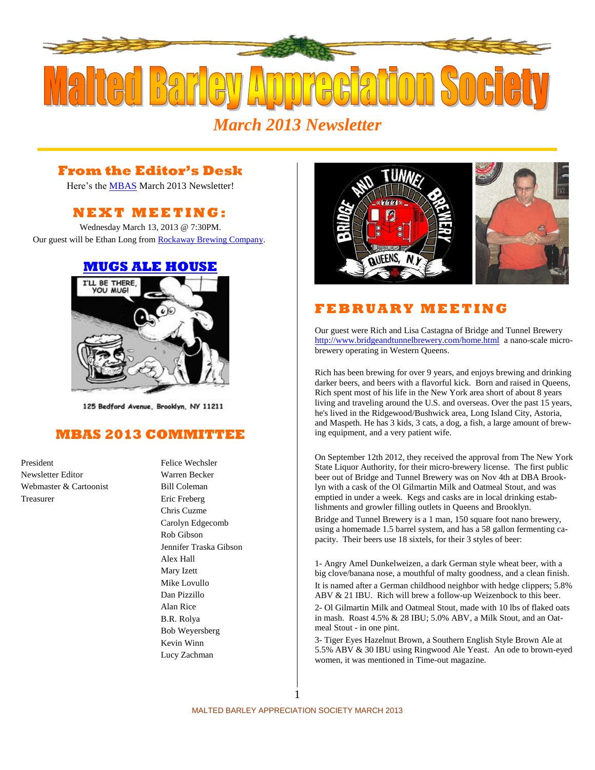# Malted Barley Appreciation Society

*March 2013 Newsletter*

## From the Editor's Desk

Here's the MBAS March 2013 Newsletter!

## NEXT MEETING:

Wednesday March 13, 2013 @ 7:30PM.
Our guest will be Ethan Long from Rockaway Brewing Company.

## MUGS ALE HOUSE

125 Bedford Avenue. Brooklyn. NY 11211

## MBAS 2013 COMMITTEE

| | |
|---|---|
| President | Felice Wechsler |
| Newsletter Editor | Warren Becker |
| Webmaster & Cartoonist | Bill Coleman |
| Treasurer | Eric Freberg |
| | Chris Cuzme |
| | Carolyn Edgecomb |
| | Rob Gibson |
| | Jennifer Traska Gibson |
| | Alex Hall |
| | Mary Izett |
| | Mike Lovullo |
| | Dan Pizzillo |
| | Alan Rice |
| | B.R. Rolya |
| | Bob Weyersberg |
| | Kevin Winn |
| | Lucy Zachman |

## FEBRUARY MEETING

Our guest were Rich and Lisa Castagna of Bridge and Tunnel Brewery http://www.bridgeandtunnelbrewery.com/home.html a nano-scale micro-brewery operating in Western Queens.

Rich has been brewing for over 9 years, and enjoys brewing and drinking darker beers, and beers with a flavorful kick. Born and raised in Queens, Rich spent most of his life in the New York area short of about 8 years living and traveling around the U.S. and overseas. Over the past 15 years, he's lived in the Ridgewood/Bushwick area, Long Island City, Astoria, and Maspeth. He has 3 kids, 3 cats, a dog, a fish, a large amount of brewing equipment, and a very patient wife.

On September 12th 2012, they received the approval from The New York State Liquor Authority, for their micro-brewery license. The first public beer out of Bridge and Tunnel Brewery was on Nov 4th at DBA Brooklyn with a cask of the Ol Gilmartin Milk and Oatmeal Stout, and was emptied in under a week. Kegs and casks are in local drinking establishments and growler filling outlets in Queens and Brooklyn.

Bridge and Tunnel Brewery is a 1 man, 150 square foot nano brewery, using a homemade 1.5 barrel system, and has a 58 gallon fermenting capacity. Their beers use 18 sixtels, for their 3 styles of beer:

1- Angry Amel Dunkelweizen, a dark German style wheat beer, with a big clove/banana nose, a mouthful of malty goodness, and a clean finish. It is named after a German childhood neighbor with hedge clippers; 5.8% ABV & 21 IBU. Rich will brew a follow-up Weizenbock to this beer.

2- Ol Gilmartin Milk and Oatmeal Stout, made with 10 lbs of flaked oats in mash. Roast 4.5% & 28 IBU; 5.0% ABV, a Milk Stout, and an Oatmeal Stout - in one pint.

3- Tiger Eyes Hazelnut Brown, a Southern English Style Brown Ale at 5.5% ABV & 30 IBU using Ringwood Ale Yeast. An ode to brown-eyed women, it was mentioned in Time-out magazine.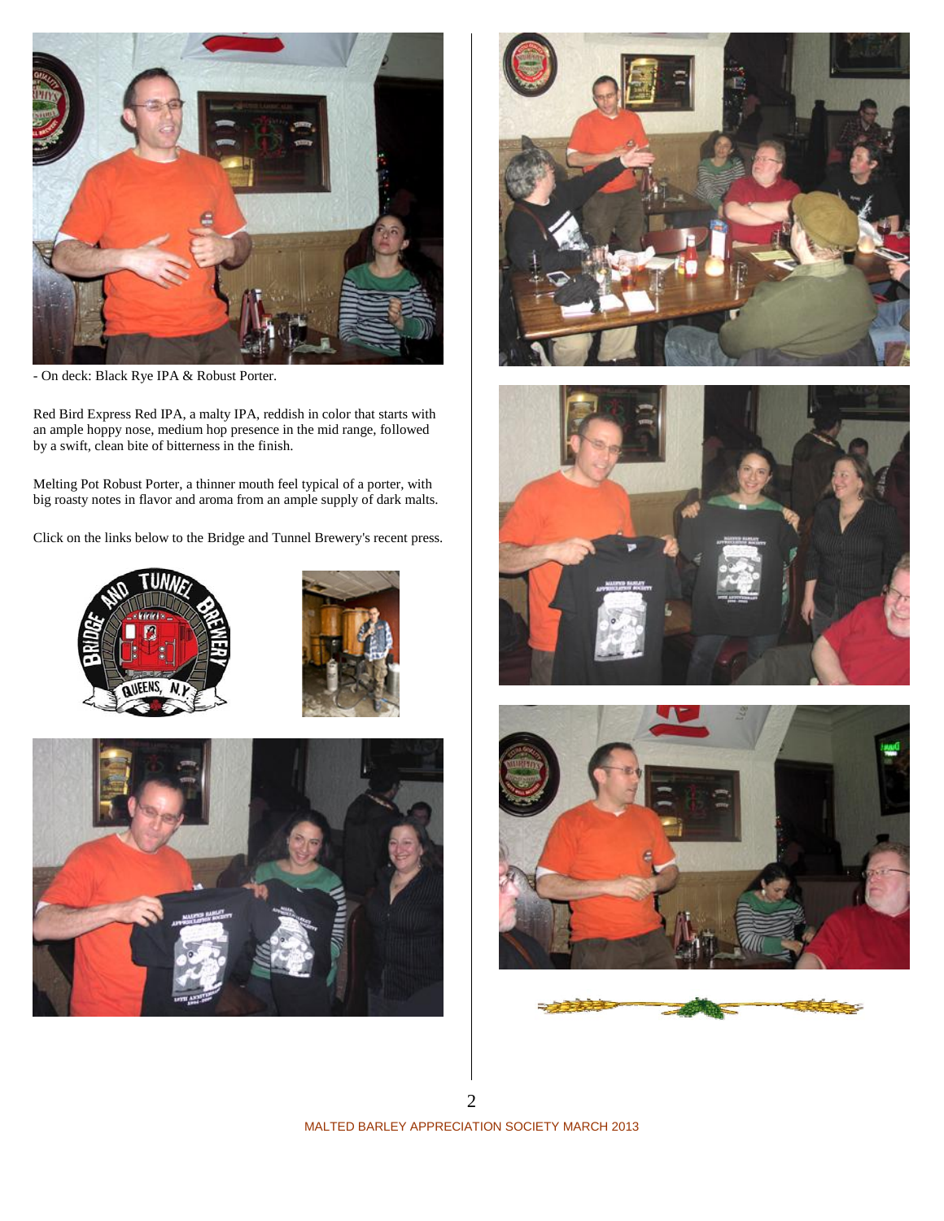- On deck: Black Rye IPA & Robust Porter.

Red Bird Express Red IPA, a malty IPA, reddish in color that starts with an ample hoppy nose, medium hop presence in the mid range, followed by a swift, clean bite of bitterness in the finish.

Melting Pot Robust Porter, a thinner mouth feel typical of a porter, with big roasty notes in flavor and aroma from an ample supply of dark malts.

Click on the links below to the Bridge and Tunnel Brewery's recent press.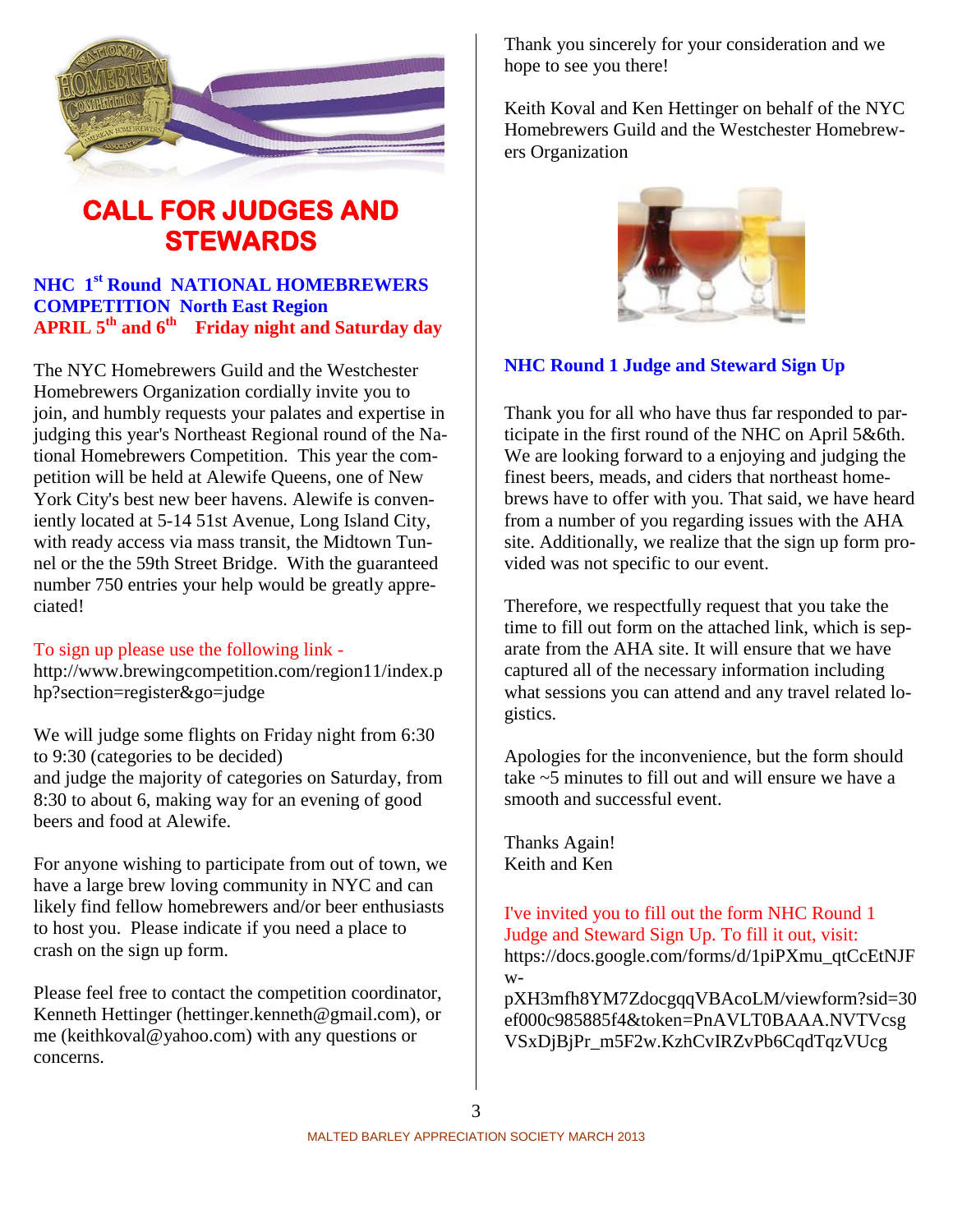# CALL FOR JUDGES AND STEWARDS

**NHC 1st Round NATIONAL HOMEBREWERS COMPETITION North East Region**
**APRIL 5th and 6th Friday night and Saturday day**

The NYC Homebrewers Guild and the Westchester Homebrewers Organization cordially invite you to join, and humbly requests your palates and expertise in judging this year's Northeast Regional round of the National Homebrewers Competition. This year the competition will be held at Alewife Queens, one of New York City's best new beer havens. Alewife is conveniently located at 5-14 51st Avenue, Long Island City, with ready access via mass transit, the Midtown Tunnel or the the 59th Street Bridge. With the guaranteed number 750 entries your help would be greatly appreciated!

To sign up please use the following link - http://www.brewingcompetition.com/region11/index.php?section=register&go=judge

We will judge some flights on Friday night from 6:30 to 9:30 (categories to be decided)
and judge the majority of categories on Saturday, from 8:30 to about 6, making way for an evening of good beers and food at Alewife.

For anyone wishing to participate from out of town, we have a large brew loving community in NYC and can likely find fellow homebrewers and/or beer enthusiasts to host you. Please indicate if you need a place to crash on the sign up form.

Please feel free to contact the competition coordinator, Kenneth Hettinger (hettinger.kenneth@gmail.com), or me (keithkoval@yahoo.com) with any questions or concerns.

Thank you sincerely for your consideration and we hope to see you there!

Keith Koval and Ken Hettinger on behalf of the NYC Homebrewers Guild and the Westchester Homebrewers Organization

## NHC Round 1 Judge and Steward Sign Up

Thank you for all who have thus far responded to participate in the first round of the NHC on April 5&6th. We are looking forward to a enjoying and judging the finest beers, meads, and ciders that northeast homebrews have to offer with you. That said, we have heard from a number of you regarding issues with the AHA site. Additionally, we realize that the sign up form provided was not specific to our event.

Therefore, we respectfully request that you take the time to fill out form on the attached link, which is separate from the AHA site. It will ensure that we have captured all of the necessary information including what sessions you can attend and any travel related logistics.

Apologies for the inconvenience, but the form should take ~5 minutes to fill out and will ensure we have a smooth and successful event.

Thanks Again!
Keith and Ken

I've invited you to fill out the form NHC Round 1 Judge and Steward Sign Up. To fill it out, visit:
https://docs.google.com/forms/d/1piPXmu_qtCcEtNJFw-pXH3mfh8YM7ZdocgqqVBAcoLM/viewform?sid=30ef000c985885f4&token=PnAVLT0BAAA.NVTVcsgVSxDjBjPr_m5F2w.KzhCvIRZvPb6CqdTqzVUcg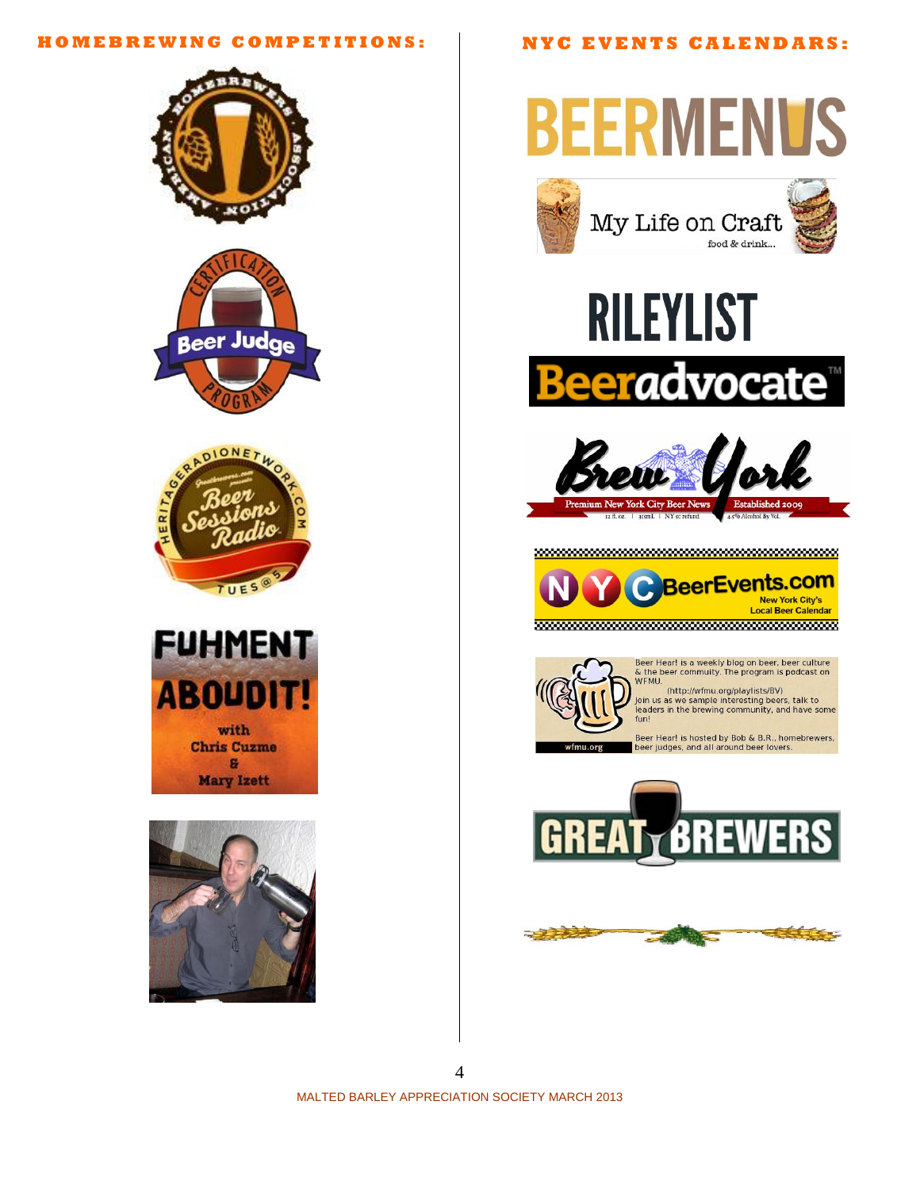## HOMEBREWING COMPETITIONS:

## NYC EVENTS CALENDARS:

Beer Hear! is a weekly blog on beer, beer culture & the beer community. The program is podcast on WFMU.

(http://wfmu.org/playlists/BV)

Join us as we sample interesting beers, talk to leaders in the brewing community, and have some fun!

Beer Hear! is hosted by Bob & B.R., homebrewers, beer judges, and all around beer lovers.

MALTED BARLEY APPRECIATION SOCIETY MARCH 2013